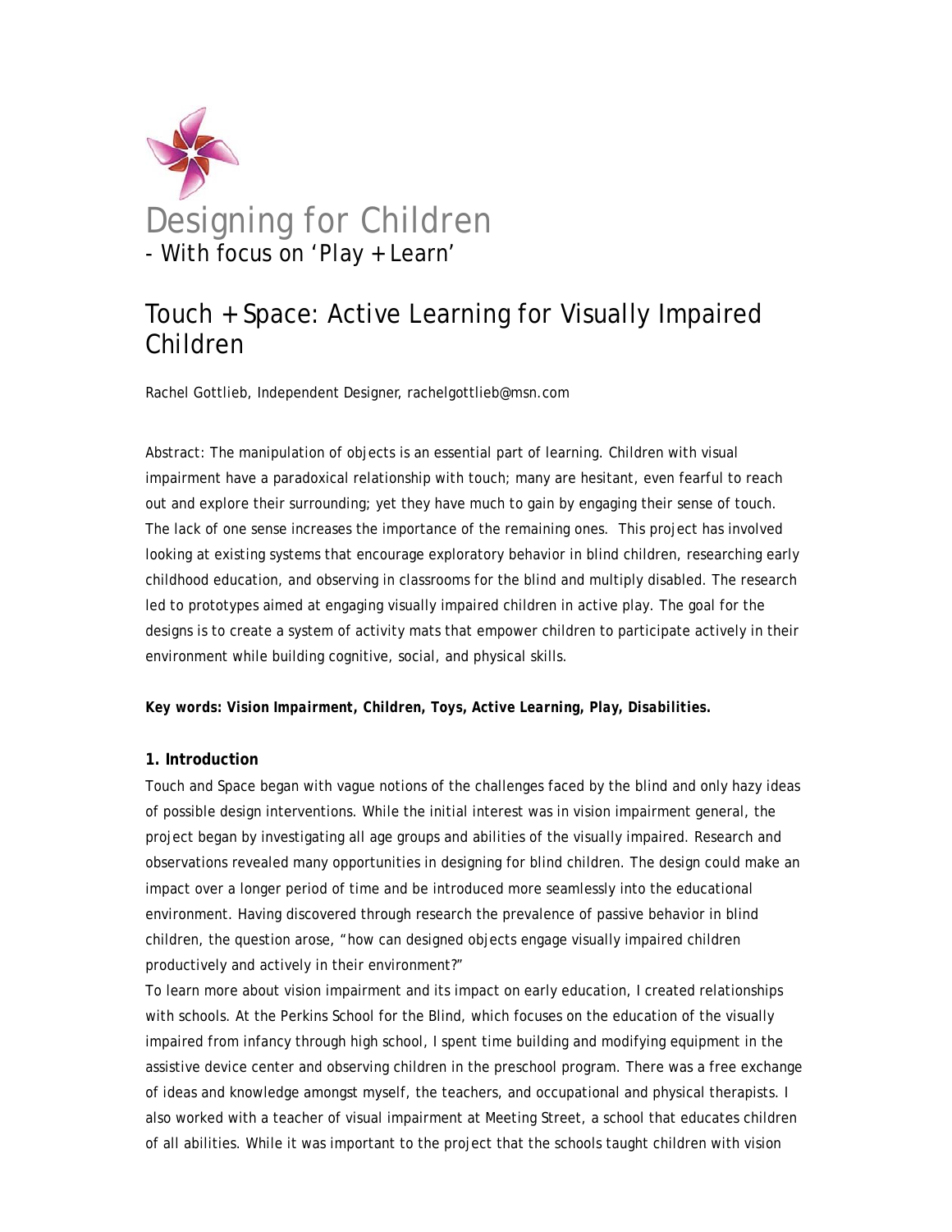# Designing for Children

- With focus on 'Play + Learn'

## Touch + Space: Active Learning for Visually Impaired Children

Rachel Gottlieb, Independent Designer, rachelgottlieb@msn.com

Abstract: The manipulation of objects is an essential part of learning. Children with visual impairment have a paradoxical relationship with touch; many are hesitant, even fearful to reach out and explore their surrounding; yet they have much to gain by engaging their sense of touch. The lack of one sense increases the importance of the remaining ones. This project has involved looking at existing systems that encourage exploratory behavior in blind children, researching early childhood education, and observing in classrooms for the blind and multiply disabled. The research led to prototypes aimed at engaging visually impaired children in active play. The goal for the designs is to create a system of activity mats that empower children to participate actively in their environment while building cognitive, social, and physical skills.

**Key words: *Vision Impairment, Children, Toys, Active Learning, Play, Disabilities.***

### 1. Introduction

Touch and Space began with vague notions of the challenges faced by the blind and only hazy ideas of possible design interventions. While the initial interest was in vision impairment general, the project began by investigating all age groups and abilities of the visually impaired. Research and observations revealed many opportunities in designing for blind children. The design could make an impact over a longer period of time and be introduced more seamlessly into the educational environment. Having discovered through research the prevalence of passive behavior in blind children, the question arose, "how can designed objects engage visually impaired children productively and actively in their environment?"

To learn more about vision impairment and its impact on early education, I created relationships with schools. At the Perkins School for the Blind, which focuses on the education of the visually impaired from infancy through high school, I spent time building and modifying equipment in the assistive device center and observing children in the preschool program. There was a free exchange of ideas and knowledge amongst myself, the teachers, and occupational and physical therapists. I also worked with a teacher of visual impairment at Meeting Street, a school that educates children of all abilities. While it was important to the project that the schools taught children with vision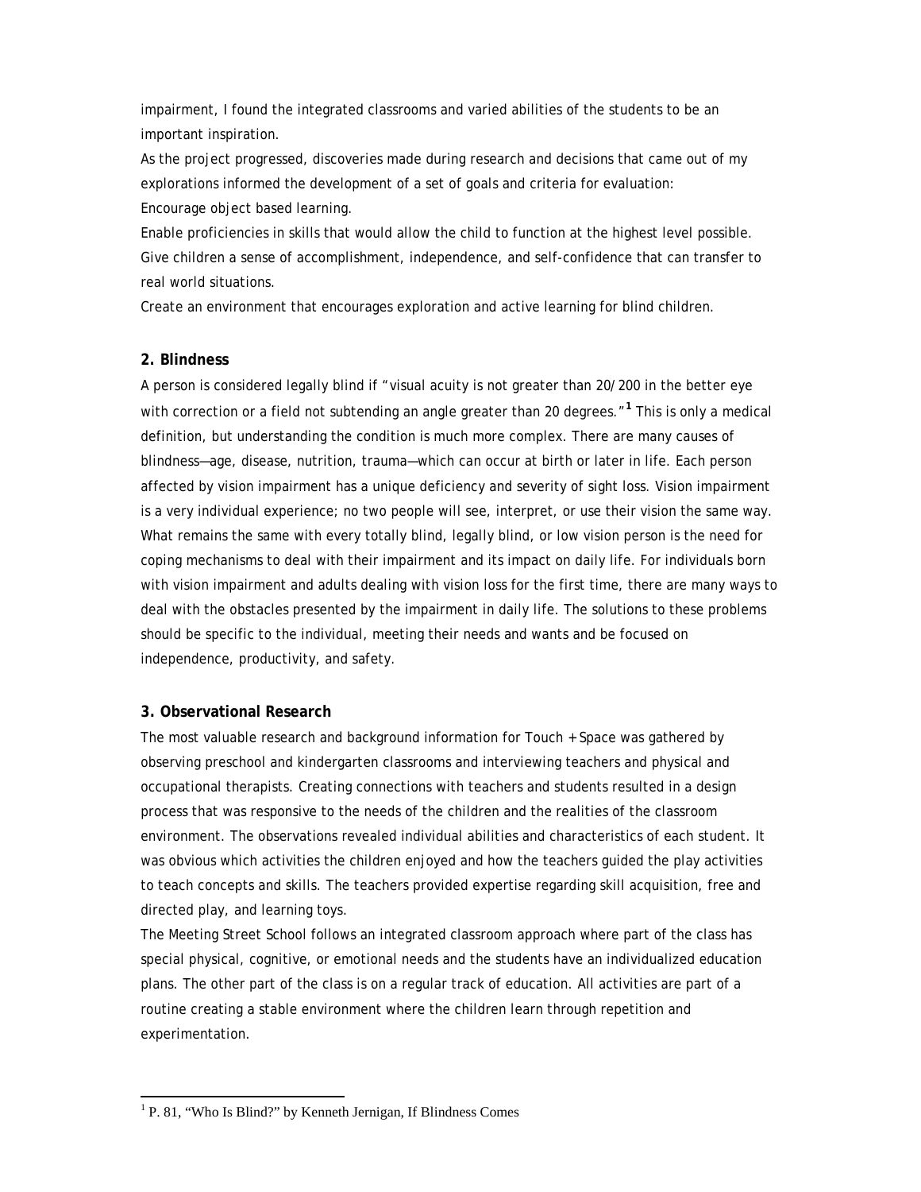impairment, I found the integrated classrooms and varied abilities of the students to be an important inspiration.

As the project progressed, discoveries made during research and decisions that came out of my explorations informed the development of a set of goals and criteria for evaluation:

Encourage object based learning.

Enable proficiencies in skills that would allow the child to function at the highest level possible.

Give children a sense of accomplishment, independence, and self-confidence that can transfer to real world situations.

Create an environment that encourages exploration and active learning for blind children.

### 2. Blindness

A person is considered legally blind if "visual acuity is not greater than 20/200 in the better eye with correction or a field not subtending an angle greater than 20 degrees."[1] This is only a medical definition, but understanding the condition is much more complex. There are many causes of blindness—age, disease, nutrition, trauma—which can occur at birth or later in life. Each person affected by vision impairment has a unique deficiency and severity of sight loss. Vision impairment is a very individual experience; no two people will see, interpret, or use their vision the same way. What remains the same with every totally blind, legally blind, or low vision person is the need for coping mechanisms to deal with their impairment and its impact on daily life. For individuals born with vision impairment and adults dealing with vision loss for the first time, there are many ways to deal with the obstacles presented by the impairment in daily life. The solutions to these problems should be specific to the individual, meeting their needs and wants and be focused on independence, productivity, and safety.

### 3. Observational Research

The most valuable research and background information for Touch + Space was gathered by observing preschool and kindergarten classrooms and interviewing teachers and physical and occupational therapists. Creating connections with teachers and students resulted in a design process that was responsive to the needs of the children and the realities of the classroom environment. The observations revealed individual abilities and characteristics of each student. It was obvious which activities the children enjoyed and how the teachers guided the play activities to teach concepts and skills. The teachers provided expertise regarding skill acquisition, free and directed play, and learning toys.

The Meeting Street School follows an integrated classroom approach where part of the class has special physical, cognitive, or emotional needs and the students have an individualized education plans. The other part of the class is on a regular track of education. All activities are part of a routine creating a stable environment where the children learn through repetition and experimentation.

---

[1] P. 81, "Who Is Blind?" by Kenneth Jernigan, If Blindness Comes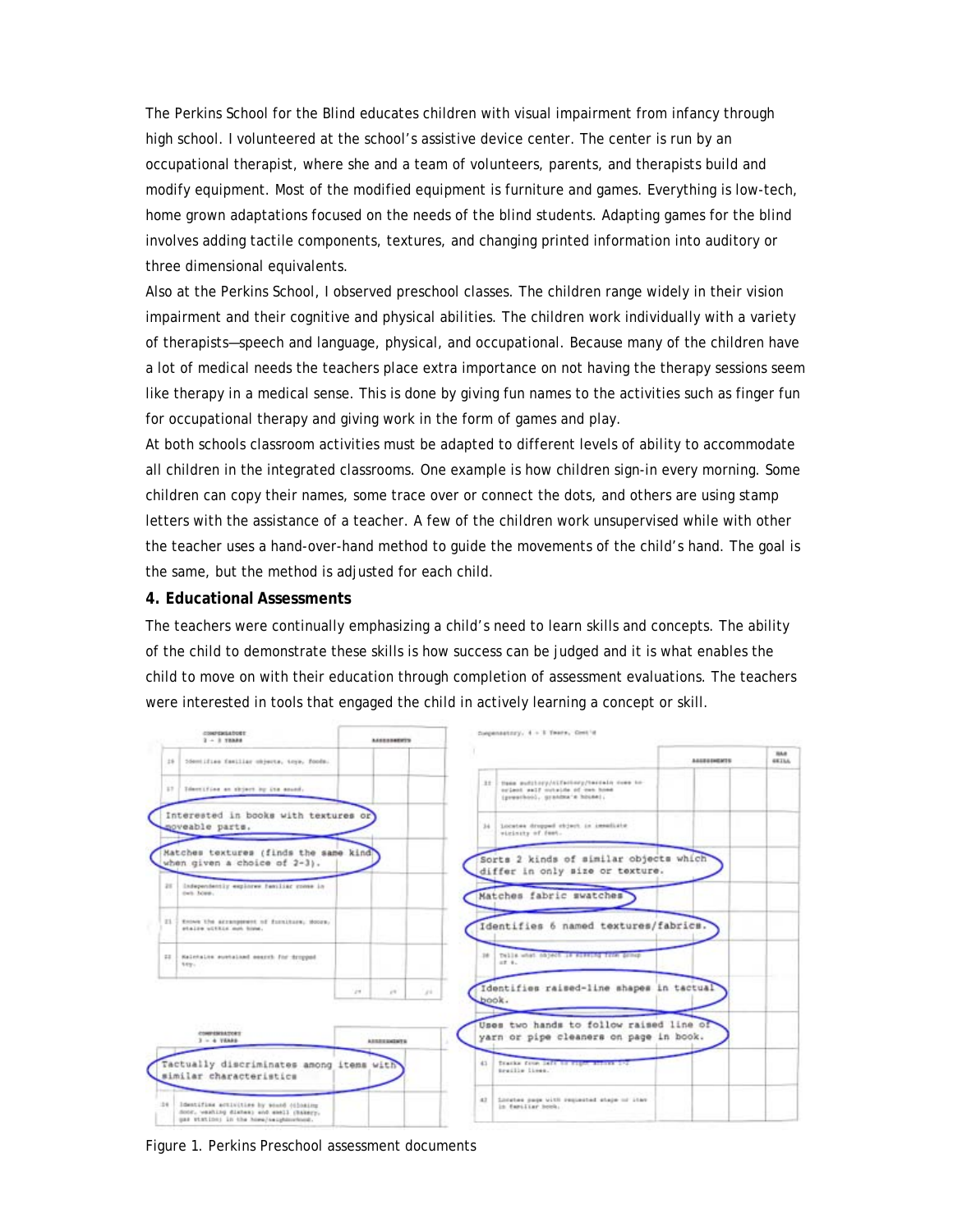The Perkins School for the Blind educates children with visual impairment from infancy through high school. I volunteered at the school's assistive device center. The center is run by an occupational therapist, where she and a team of volunteers, parents, and therapists build and modify equipment. Most of the modified equipment is furniture and games. Everything is low-tech, home grown adaptations focused on the needs of the blind students. Adapting games for the blind involves adding tactile components, textures, and changing printed information into auditory or three dimensional equivalents.

Also at the Perkins School, I observed preschool classes. The children range widely in their vision impairment and their cognitive and physical abilities. The children work individually with a variety of therapists—speech and language, physical, and occupational. Because many of the children have a lot of medical needs the teachers place extra importance on not having the therapy sessions seem like therapy in a medical sense. This is done by giving fun names to the activities such as finger fun for occupational therapy and giving work in the form of games and play.

At both schools classroom activities must be adapted to different levels of ability to accommodate all children in the integrated classrooms. One example is how children sign-in every morning. Some children can copy their names, some trace over or connect the dots, and others are using stamp letters with the assistance of a teacher. A few of the children work unsupervised while with other the teacher uses a hand-over-hand method to guide the movements of the child's hand. The goal is the same, but the method is adjusted for each child.

**4. Educational Assessments**

The teachers were continually emphasizing a child's need to learn skills and concepts. The ability of the child to demonstrate these skills is how success can be judged and it is what enables the child to move on with their education through completion of assessment evaluations. The teachers were interested in tools that engaged the child in actively learning a concept or skill.

Figure 1. Perkins Preschool assessment documents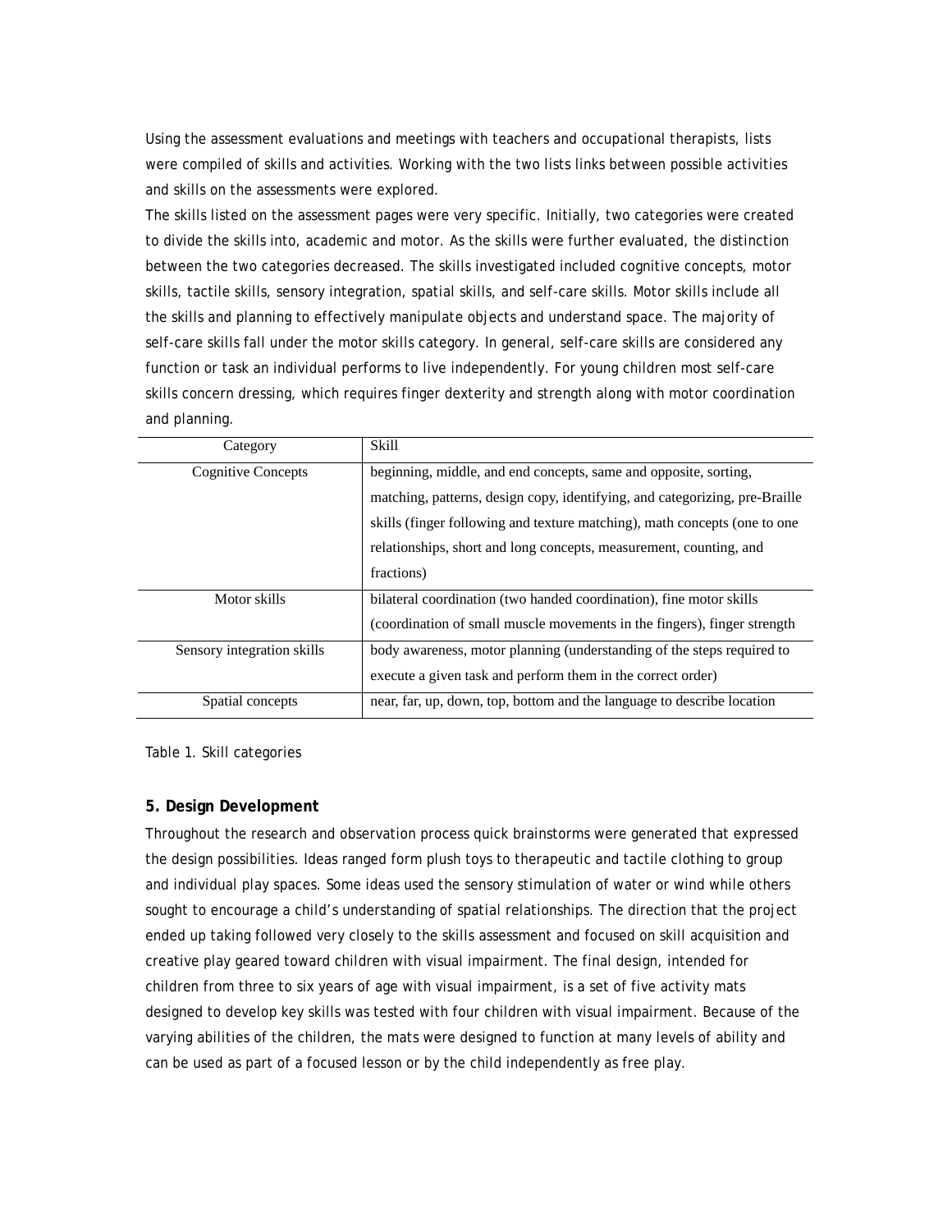Using the assessment evaluations and meetings with teachers and occupational therapists, lists were compiled of skills and activities. Working with the two lists links between possible activities and skills on the assessments were explored.

The skills listed on the assessment pages were very specific. Initially, two categories were created to divide the skills into, academic and motor. As the skills were further evaluated, the distinction between the two categories decreased. The skills investigated included cognitive concepts, motor skills, tactile skills, sensory integration, spatial skills, and self-care skills. Motor skills include all the skills and planning to effectively manipulate objects and understand space. The majority of self-care skills fall under the motor skills category. In general, self-care skills are considered any function or task an individual performs to live independently. For young children most self-care skills concern dressing, which requires finger dexterity and strength along with motor coordination and planning.

| Category | Skill |
|---|---|
| Cognitive Concepts | beginning, middle, and end concepts, same and opposite, sorting, matching, patterns, design copy, identifying, and categorizing, pre-Braille skills (finger following and texture matching), math concepts (one to one relationships, short and long concepts, measurement, counting, and fractions) |
| Motor skills | bilateral coordination (two handed coordination), fine motor skills (coordination of small muscle movements in the fingers), finger strength |
| Sensory integration skills | body awareness, motor planning (understanding of the steps required to execute a given task and perform them in the correct order) |
| Spatial concepts | near, far, up, down, top, bottom and the language to describe location |

Table 1. Skill categories

## 5. Design Development

Throughout the research and observation process quick brainstorms were generated that expressed the design possibilities. Ideas ranged form plush toys to therapeutic and tactile clothing to group and individual play spaces. Some ideas used the sensory stimulation of water or wind while others sought to encourage a child's understanding of spatial relationships. The direction that the project ended up taking followed very closely to the skills assessment and focused on skill acquisition and creative play geared toward children with visual impairment. The final design, intended for children from three to six years of age with visual impairment, is a set of five activity mats designed to develop key skills was tested with four children with visual impairment. Because of the varying abilities of the children, the mats were designed to function at many levels of ability and can be used as part of a focused lesson or by the child independently as free play.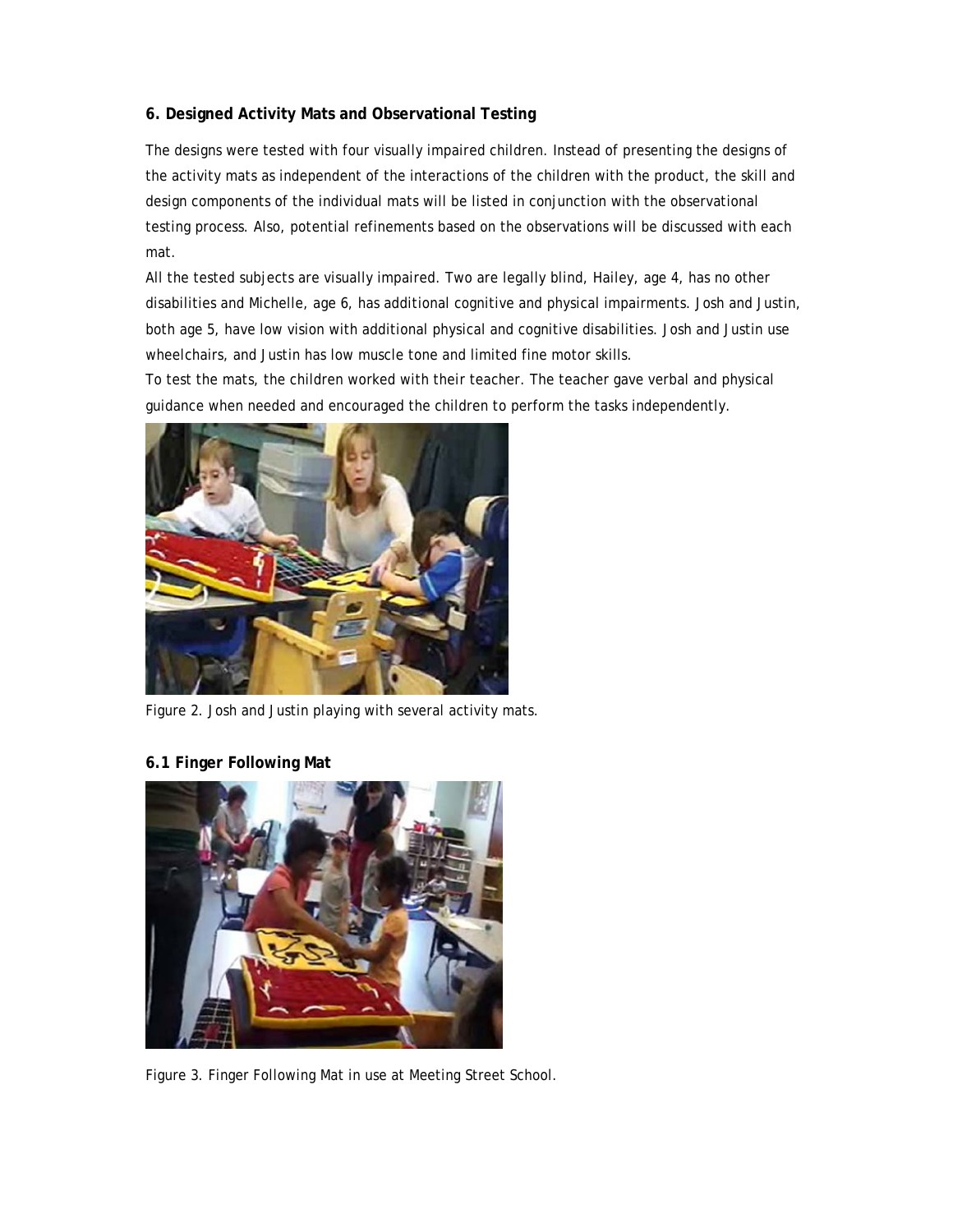### 6. Designed Activity Mats and Observational Testing

The designs were tested with four visually impaired children. Instead of presenting the designs of the activity mats as independent of the interactions of the children with the product, the skill and design components of the individual mats will be listed in conjunction with the observational testing process. Also, potential refinements based on the observations will be discussed with each mat.

All the tested subjects are visually impaired. Two are legally blind, Hailey, age 4, has no other disabilities and Michelle, age 6, has additional cognitive and physical impairments. Josh and Justin, both age 5, have low vision with additional physical and cognitive disabilities. Josh and Justin use wheelchairs, and Justin has low muscle tone and limited fine motor skills.

To test the mats, the children worked with their teacher. The teacher gave verbal and physical guidance when needed and encouraged the children to perform the tasks independently.

Figure 2. Josh and Justin playing with several activity mats.

#### 6.1 Finger Following Mat

Figure 3. Finger Following Mat in use at Meeting Street School.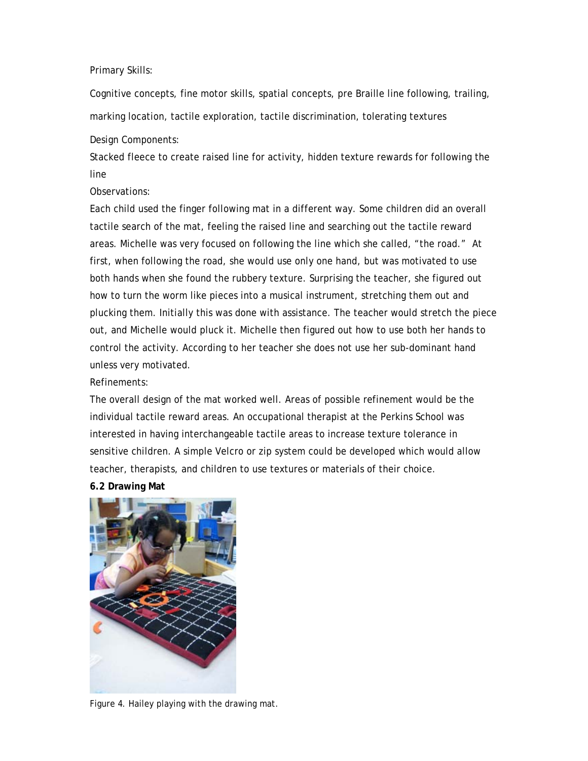Primary Skills:

Cognitive concepts, fine motor skills, spatial concepts, pre Braille line following, trailing, marking location, tactile exploration, tactile discrimination, tolerating textures

Design Components:

Stacked fleece to create raised line for activity, hidden texture rewards for following the line

Observations:

Each child used the finger following mat in a different way. Some children did an overall tactile search of the mat, feeling the raised line and searching out the tactile reward areas. Michelle was very focused on following the line which she called, "the road." At first, when following the road, she would use only one hand, but was motivated to use both hands when she found the rubbery texture. Surprising the teacher, she figured out how to turn the worm like pieces into a musical instrument, stretching them out and plucking them. Initially this was done with assistance. The teacher would stretch the piece out, and Michelle would pluck it. Michelle then figured out how to use both her hands to control the activity. According to her teacher she does not use her sub-dominant hand unless very motivated.

Refinements:

The overall design of the mat worked well. Areas of possible refinement would be the individual tactile reward areas. An occupational therapist at the Perkins School was interested in having interchangeable tactile areas to increase texture tolerance in sensitive children. A simple Velcro or zip system could be developed which would allow teacher, therapists, and children to use textures or materials of their choice.

**6.2 Drawing Mat**

Figure 4. Hailey playing with the drawing mat.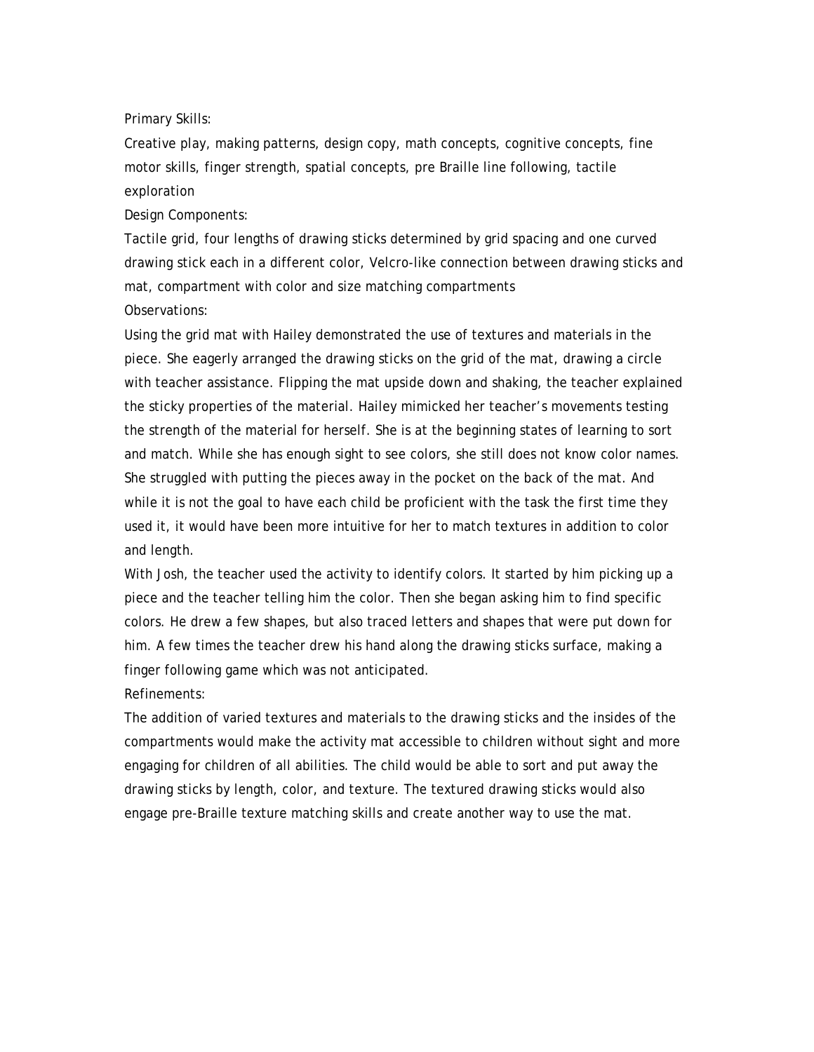Primary Skills:

Creative play, making patterns, design copy, math concepts, cognitive concepts, fine motor skills, finger strength, spatial concepts, pre Braille line following, tactile exploration

Design Components:

Tactile grid, four lengths of drawing sticks determined by grid spacing and one curved drawing stick each in a different color, Velcro-like connection between drawing sticks and mat, compartment with color and size matching compartments

Observations:

Using the grid mat with Hailey demonstrated the use of textures and materials in the piece. She eagerly arranged the drawing sticks on the grid of the mat, drawing a circle with teacher assistance. Flipping the mat upside down and shaking, the teacher explained the sticky properties of the material. Hailey mimicked her teacher's movements testing the strength of the material for herself. She is at the beginning states of learning to sort and match. While she has enough sight to see colors, she still does not know color names. She struggled with putting the pieces away in the pocket on the back of the mat. And while it is not the goal to have each child be proficient with the task the first time they used it, it would have been more intuitive for her to match textures in addition to color and length.

With Josh, the teacher used the activity to identify colors. It started by him picking up a piece and the teacher telling him the color. Then she began asking him to find specific colors. He drew a few shapes, but also traced letters and shapes that were put down for him. A few times the teacher drew his hand along the drawing sticks surface, making a finger following game which was not anticipated.

Refinements:

The addition of varied textures and materials to the drawing sticks and the insides of the compartments would make the activity mat accessible to children without sight and more engaging for children of all abilities. The child would be able to sort and put away the drawing sticks by length, color, and texture. The textured drawing sticks would also engage pre-Braille texture matching skills and create another way to use the mat.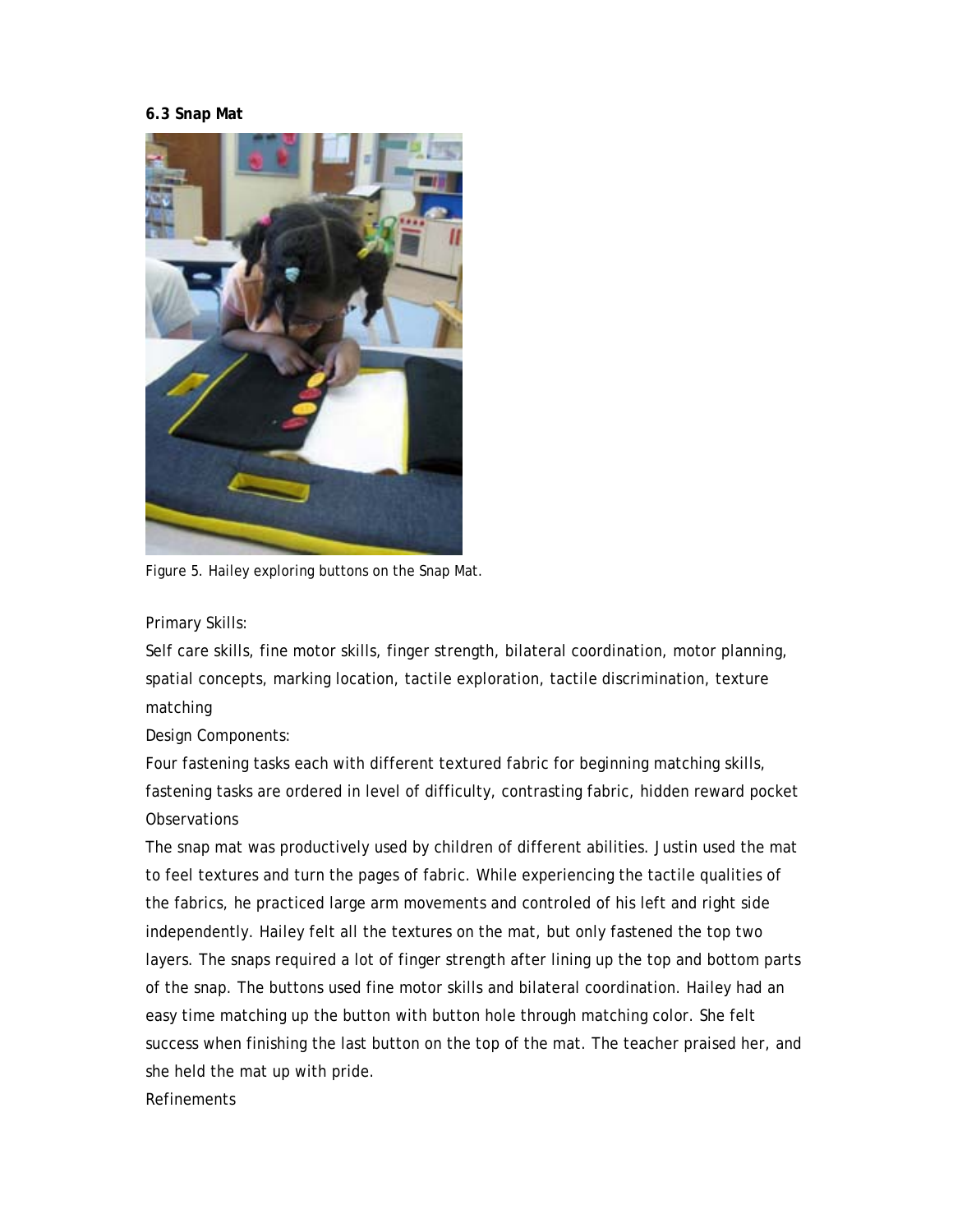**6.3 Snap Mat**

Figure 5. Hailey exploring buttons on the Snap Mat.

Primary Skills:

Self care skills, fine motor skills, finger strength, bilateral coordination, motor planning, spatial concepts, marking location, tactile exploration, tactile discrimination, texture matching

Design Components:

Four fastening tasks each with different textured fabric for beginning matching skills, fastening tasks are ordered in level of difficulty, contrasting fabric, hidden reward pocket

Observations

The snap mat was productively used by children of different abilities. Justin used the mat to feel textures and turn the pages of fabric. While experiencing the tactile qualities of the fabrics, he practiced large arm movements and controled of his left and right side independently. Hailey felt all the textures on the mat, but only fastened the top two layers. The snaps required a lot of finger strength after lining up the top and bottom parts of the snap. The buttons used fine motor skills and bilateral coordination. Hailey had an easy time matching up the button with button hole through matching color. She felt success when finishing the last button on the top of the mat. The teacher praised her, and she held the mat up with pride.

Refinements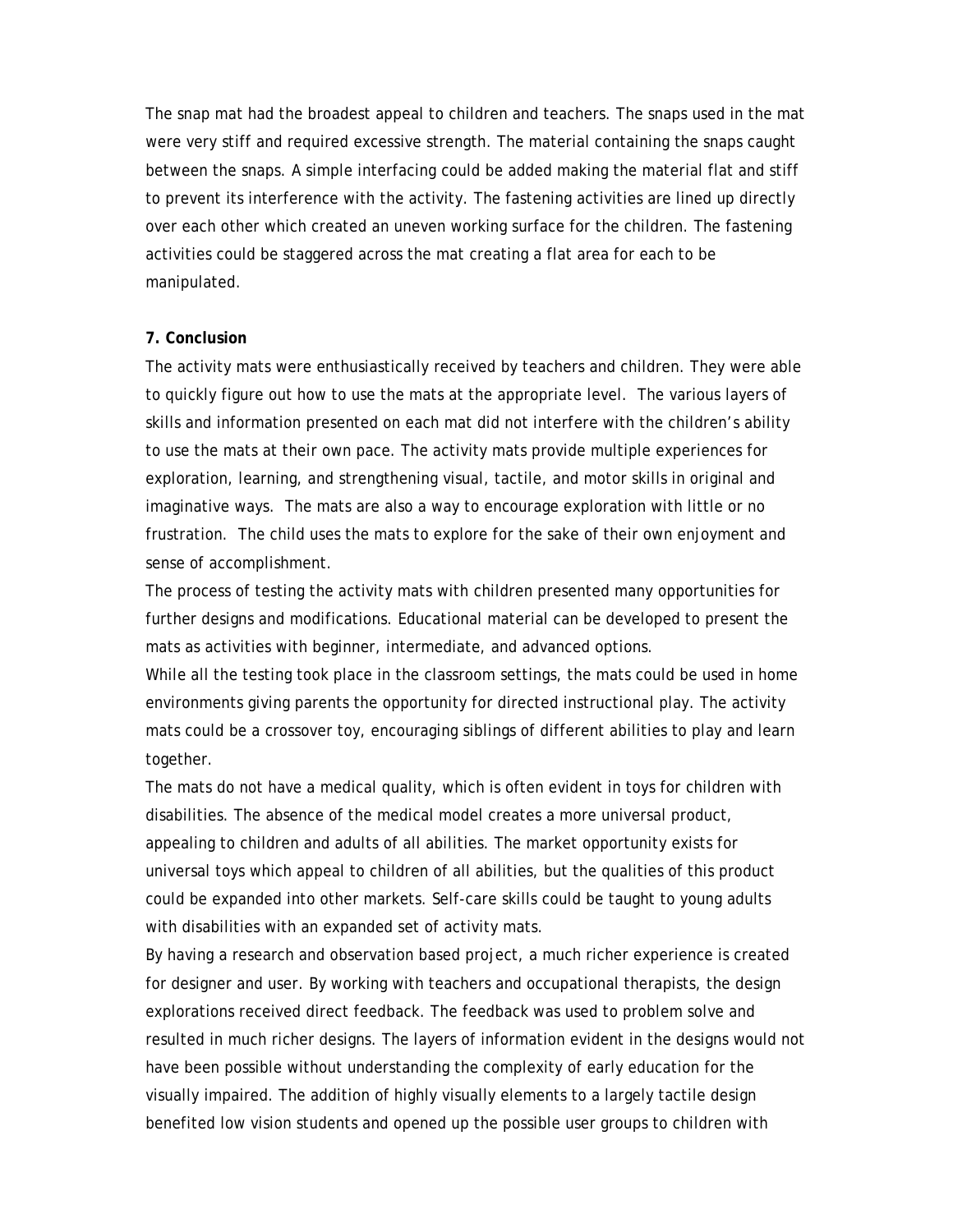The snap mat had the broadest appeal to children and teachers. The snaps used in the mat were very stiff and required excessive strength. The material containing the snaps caught between the snaps. A simple interfacing could be added making the material flat and stiff to prevent its interference with the activity. The fastening activities are lined up directly over each other which created an uneven working surface for the children. The fastening activities could be staggered across the mat creating a flat area for each to be manipulated.

**7. Conclusion**

The activity mats were enthusiastically received by teachers and children. They were able to quickly figure out how to use the mats at the appropriate level. The various layers of skills and information presented on each mat did not interfere with the children's ability to use the mats at their own pace. The activity mats provide multiple experiences for exploration, learning, and strengthening visual, tactile, and motor skills in original and imaginative ways. The mats are also a way to encourage exploration with little or no frustration. The child uses the mats to explore for the sake of their own enjoyment and sense of accomplishment.

The process of testing the activity mats with children presented many opportunities for further designs and modifications. Educational material can be developed to present the mats as activities with beginner, intermediate, and advanced options.

While all the testing took place in the classroom settings, the mats could be used in home environments giving parents the opportunity for directed instructional play. The activity mats could be a crossover toy, encouraging siblings of different abilities to play and learn together.

The mats do not have a medical quality, which is often evident in toys for children with disabilities. The absence of the medical model creates a more universal product, appealing to children and adults of all abilities. The market opportunity exists for universal toys which appeal to children of all abilities, but the qualities of this product could be expanded into other markets. Self-care skills could be taught to young adults with disabilities with an expanded set of activity mats.

By having a research and observation based project, a much richer experience is created for designer and user. By working with teachers and occupational therapists, the design explorations received direct feedback. The feedback was used to problem solve and resulted in much richer designs. The layers of information evident in the designs would not have been possible without understanding the complexity of early education for the visually impaired. The addition of highly visually elements to a largely tactile design benefited low vision students and opened up the possible user groups to children with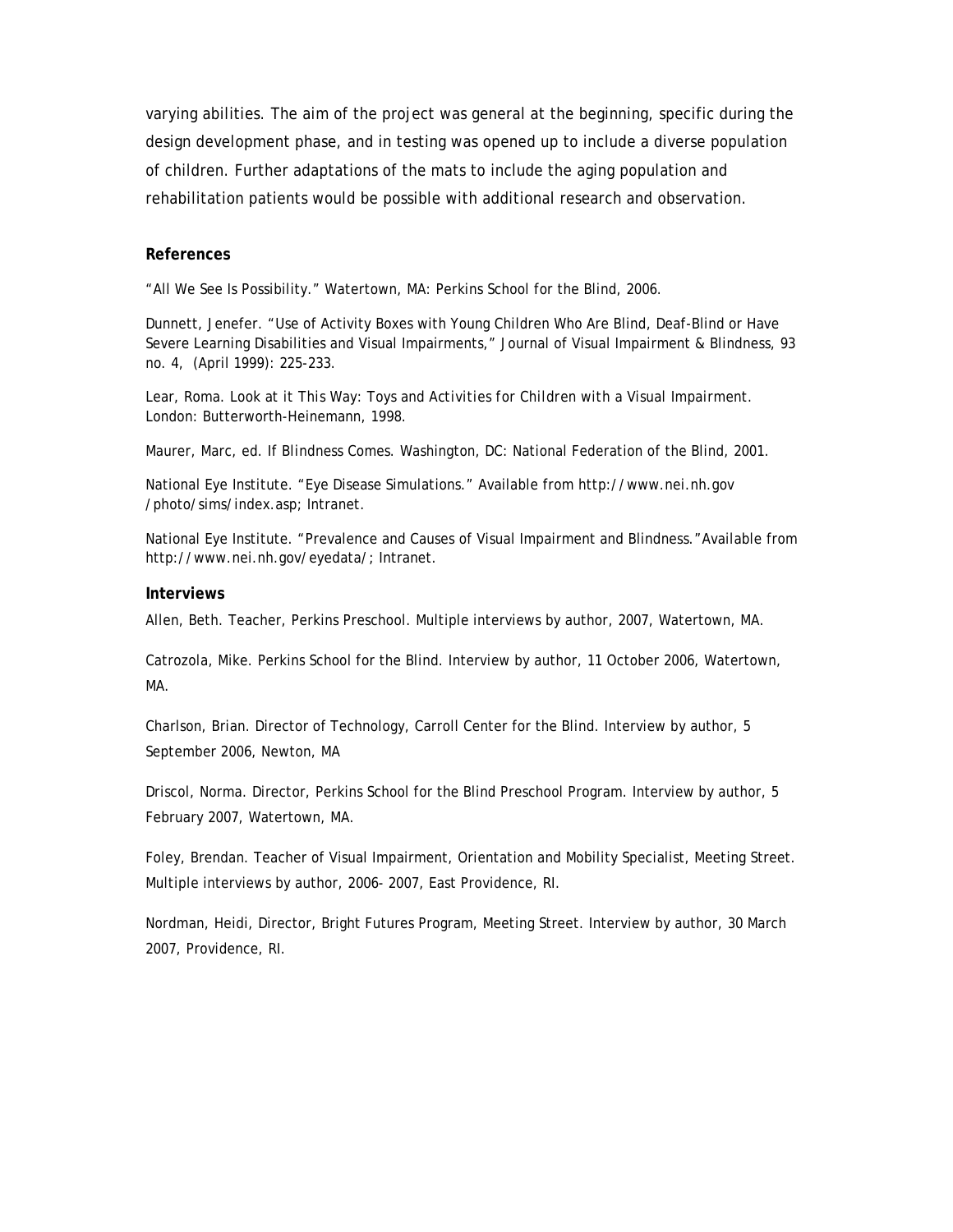varying abilities. The aim of the project was general at the beginning, specific during the design development phase, and in testing was opened up to include a diverse population of children. Further adaptations of the mats to include the aging population and rehabilitation patients would be possible with additional research and observation.

### References

"All We See Is Possibility." Watertown, MA: Perkins School for the Blind, 2006.

Dunnett, Jenefer. "Use of Activity Boxes with Young Children Who Are Blind, Deaf-Blind or Have Severe Learning Disabilities and Visual Impairments," Journal of Visual Impairment & Blindness, 93 no. 4, (April 1999): 225-233.

Lear, Roma. Look at it This Way: Toys and Activities for Children with a Visual Impairment. London: Butterworth-Heinemann, 1998.

Maurer, Marc, ed. If Blindness Comes. Washington, DC: National Federation of the Blind, 2001.

National Eye Institute. "Eye Disease Simulations." Available from http://www.nei.nh.gov /photo/sims/index.asp; Intranet.

National Eye Institute. "Prevalence and Causes of Visual Impairment and Blindness." Available from http://www.nei.nh.gov/eyedata/; Intranet.

### Interviews

Allen, Beth. Teacher, Perkins Preschool. Multiple interviews by author, 2007, Watertown, MA.

Catrozola, Mike. Perkins School for the Blind. Interview by author, 11 October 2006, Watertown, MA.

Charlson, Brian. Director of Technology, Carroll Center for the Blind. Interview by author, 5 September 2006, Newton, MA

Driscol, Norma. Director, Perkins School for the Blind Preschool Program. Interview by author, 5 February 2007, Watertown, MA.

Foley, Brendan. Teacher of Visual Impairment, Orientation and Mobility Specialist, Meeting Street. Multiple interviews by author, 2006- 2007, East Providence, RI.

Nordman, Heidi, Director, Bright Futures Program, Meeting Street. Interview by author, 30 March 2007, Providence, RI.